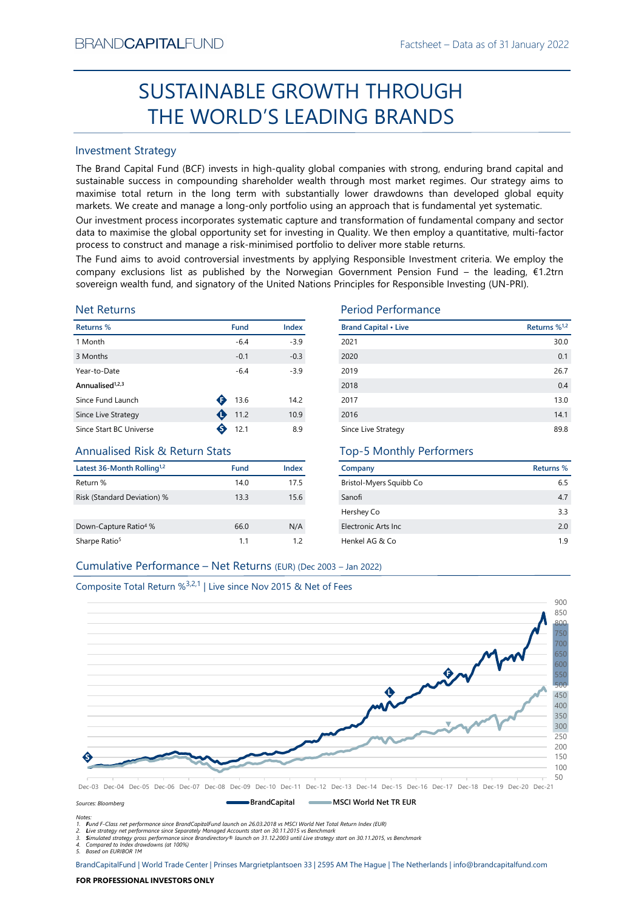BRANDCAPITALFUND

Factsheet – Data as of 31 January 2022

# SUSTAINABLE GROWTH THROUGH THE WORLD'S LEADING BRANDS

## Investment Strategy

The Brand Capital Fund (BCF) invests in high-quality global companies with strong, enduring brand capital and sustainable success in compounding shareholder wealth through most market regimes. Our strategy aims to maximise total return in the long term with substantially lower drawdowns than developed global equity markets. We create and manage a long-only portfolio using an approach that is fundamental yet systematic.

Our investment process incorporates systematic capture and transformation of fundamental company and sector data to maximise the global opportunity set for investing in Quality. We then employ a quantitative, multi-factor process to construct and manage a risk-minimised portfolio to deliver more stable returns.

The Fund aims to avoid controversial investments by applying Responsible Investment criteria. We employ the company exclusions list as published by the Norwegian Government Pension Fund – the leading, €1.2trn sovereign wealth fund, and signatory of the United Nations Principles for Responsible Investing (UN-PRI).

## Net Returns

| Returns % | Fund | Index |
|---|---|---|
| 1 Month | -6.4 | -3.9 |
| 3 Months | -0.1 | -0.3 |
| Year-to-Date | -6.4 | -3.9 |
| **Annualised[1,2,3]** | | |
| Since Fund Launch (F) | 13.6 | 14.2 |
| Since Live Strategy (L) | 11.2 | 10.9 |
| Since Start BC Universe (S) | 12.1 | 8.9 |

## Period Performance

| Brand Capital • Live | Returns %[1,2] |
|---|---|
| 2021 | 30.0 |
| 2020 | 0.1 |
| 2019 | 26.7 |
| 2018 | 0.4 |
| 2017 | 13.0 |
| 2016 | 14.1 |
| Since Live Strategy | 89.8 |

## Annualised Risk & Return Stats

| Latest 36-Month Rolling[1,2] | Fund | Index |
|---|---|---|
| Return % | 14.0 | 17.5 |
| Risk (Standard Deviation) % | 13.3 | 15.6 |
| Down-Capture Ratio[4] % | 66.0 | N/A |
| Sharpe Ratio[5] | 1.1 | 1.2 |

## Top-5 Monthly Performers

| Company | Returns % |
|---|---|
| Bristol-Myers Squibb Co | 6.5 |
| Sanofi | 4.7 |
| Hershey Co | 3.3 |
| Electronic Arts Inc | 2.0 |
| Henkel AG & Co | 1.9 |

## Cumulative Performance – Net Returns (EUR) (Dec 2003 – Jan 2022)

Composite Total Return %[3,2,1] | Live since Nov 2015 & Net of Fees

Sources: Bloomberg

BrandCapital — MSCI World Net TR EUR

Notes:
1. Fund F-Class net performance since BrandCapitalFund launch on 26.03.2018 vs MSCI World Net Total Return Index (EUR)
2. Live strategy net performance since Separately Managed Accounts start on 30.11.2015 vs Benchmark
3. Simulated strategy gross performance since Brandirectory® launch on 31.12.2003 until Live strategy start on 30.11.2015, vs Benchmark
4. Compared to Index drawdowns (at 100%)
5. Based on EURIBOR 1M

BrandCapitalFund | World Trade Center | Prinses Margrietplantsoen 33 | 2595 AM The Hague | The Netherlands | info@brandcapitalfund.com

**FOR PROFESSIONAL INVESTORS ONLY**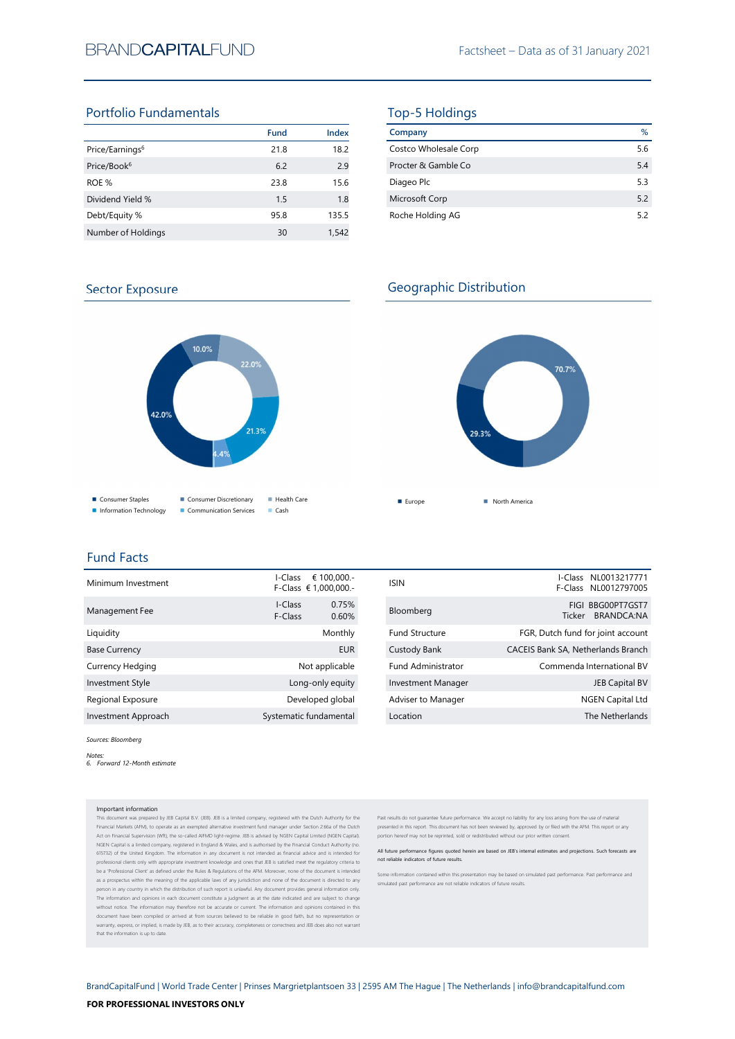# BRANDCAPITALFUND

Factsheet – Data as of 31 January 2021

## Portfolio Fundamentals

| | Fund | Index |
|---|---|---|
| Price/Earnings[6] | 21.8 | 18.2 |
| Price/Book[6] | 6.2 | 2.9 |
| ROE % | 23.8 | 15.6 |
| Dividend Yield % | 1.5 | 1.8 |
| Debt/Equity % | 95.8 | 135.5 |
| Number of Holdings | 30 | 1,542 |

## Top-5 Holdings

| Company | % |
|---|---|
| Costco Wholesale Corp | 5.6 |
| Procter & Gamble Co | 5.4 |
| Diageo Plc | 5.3 |
| Microsoft Corp | 5.2 |
| Roche Holding AG | 5.2 |

## Sector Exposure

10.0%
22.0%
42.0%
21.3%
4.4%

Consumer Staples
Consumer Discretionary
Health Care
Information Technology
Communication Services
Cash

## Geographic Distribution

70.7%
29.3%

Europe
North America

## Fund Facts

| | | | |
|---|---|---|---|
| Minimum Investment | I-Class € 100,000.- F-Class € 1,000,000.- | ISIN | I-Class NL0013217771 F-Class NL0012797005 |
| Management Fee | I-Class 0.75% F-Class 0.60% | Bloomberg | FIGI BBG00PT7GST7 Ticker BRANDCA:NA |
| Liquidity | Monthly | Fund Structure | FGR, Dutch fund for joint account |
| Base Currency | EUR | Custody Bank | CACEIS Bank SA, Netherlands Branch |
| Currency Hedging | Not applicable | Fund Administrator | Commenda International BV |
| Investment Style | Long-only equity | Investment Manager | JEB Capital BV |
| Regional Exposure | Developed global | Adviser to Manager | NGEN Capital Ltd |
| Investment Approach | Systematic fundamental | Location | The Netherlands |

*Sources: Bloomberg*

*Notes:*
*6. Forward 12-Month estimate*

Important information

This document was prepared by JEB Capital B.V. (JEB). JEB is a limited company, registered with the Dutch Authority for the Financial Markets (AFM), to operate as an exempted alternative investment fund manager under Section 2:66a of the Dutch Act on Financial Supervision (Wft), the so-called AIFMD light-regime. JEB is advised by NGEN Capital Limited (NGEN Capital). NGEN Capital is a limited company, registered in England & Wales, and is authorised by the Financial Conduct Authority (no. 615732) of the United Kingdom. The information in any document is not intended as financial advice and is intended for professional clients only with appropriate investment knowledge and ones that JEB is satisfied meet the regulatory criteria to be a 'Professional Client' as defined under the Rules & Regulations of the AFM. Moreover, none of the document is intended as a prospectus within the meaning of the applicable laws of any jurisdiction and none of the document is directed to any person in any country in which the distribution of such report is unlawful. Any document provides general information only. The information and opinions in each document constitute a judgment as at the date indicated and are subject to change without notice. The information may therefore not be accurate or current. The information and opinions contained in this document have been compiled or arrived at from sources believed to be reliable in good faith, but no representation or warranty, express, or implied, is made by JEB, as to their accuracy, completeness or correctness and JEB does also not warrant that the information is up to date.

Past results do not guarantee future performance. We accept no liability for any loss arising from the use of material presented in this report. This document has not been reviewed by, approved by or filed with the AFM. This report or any portion hereof may not be reprinted, sold or redistributed without our prior written consent.

All future performance figures quoted herein are based on JEB's internal estimates and projections. Such forecasts are not reliable indicators of future results.

Some information contained within this presentation may be based on simulated past performance. Past performance and simulated past performance are not reliable indicators of future results.

BrandCapitalFund | World Trade Center | Prinses Margrietplantsoen 33 | 2595 AM The Hague | The Netherlands | info@brandcapitalfund.com

**FOR PROFESSIONAL INVESTORS ONLY**